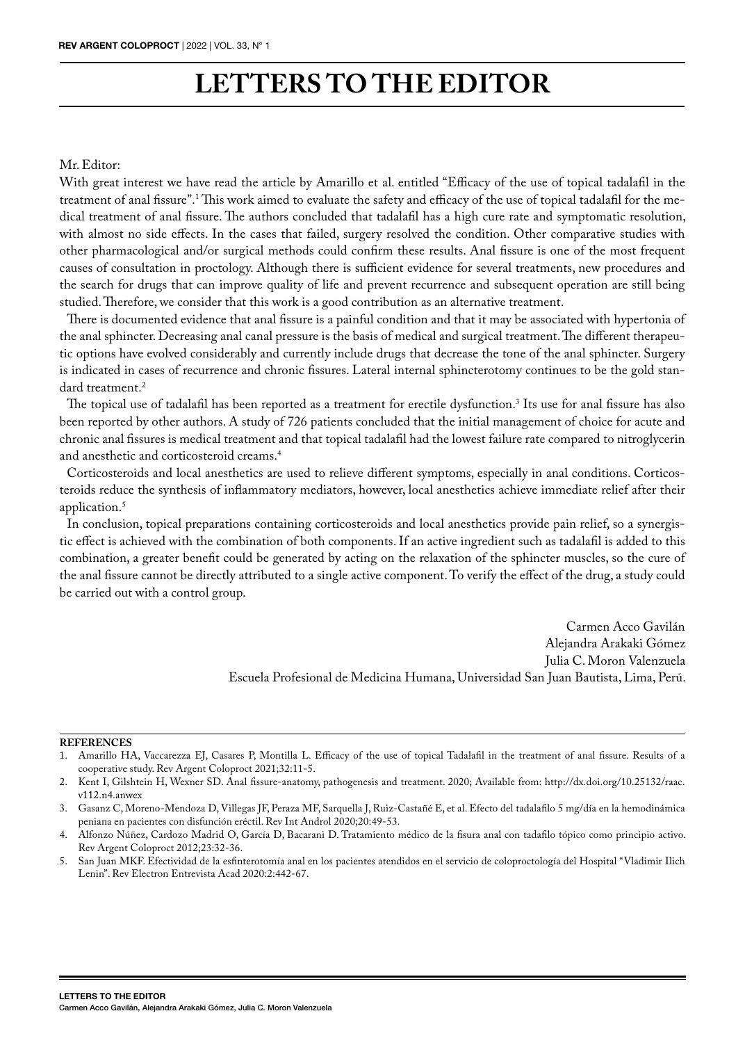# LETTERS TO THE EDITOR

Mr. Editor:

With great interest we have read the article by Amarillo et al. entitled “Efficacy of the use of topical tadalafil in the treatment of anal fissure”.[1] This work aimed to evaluate the safety and efficacy of the use of topical tadalafil for the medical treatment of anal fissure. The authors concluded that tadalafil has a high cure rate and symptomatic resolution, with almost no side effects. In the cases that failed, surgery resolved the condition. Other comparative studies with other pharmacological and/or surgical methods could confirm these results. Anal fissure is one of the most frequent causes of consultation in proctology. Although there is sufficient evidence for several treatments, new procedures and the search for drugs that can improve quality of life and prevent recurrence and subsequent operation are still being studied. Therefore, we consider that this work is a good contribution as an alternative treatment.

There is documented evidence that anal fissure is a painful condition and that it may be associated with hypertonia of the anal sphincter. Decreasing anal canal pressure is the basis of medical and surgical treatment. The different therapeutic options have evolved considerably and currently include drugs that decrease the tone of the anal sphincter. Surgery is indicated in cases of recurrence and chronic fissures. Lateral internal sphincterotomy continues to be the gold standard treatment.[2]

The topical use of tadalafil has been reported as a treatment for erectile dysfunction.[3] Its use for anal fissure has also been reported by other authors. A study of 726 patients concluded that the initial management of choice for acute and chronic anal fissures is medical treatment and that topical tadalafil had the lowest failure rate compared to nitroglycerin and anesthetic and corticosteroid creams.[4]

Corticosteroids and local anesthetics are used to relieve different symptoms, especially in anal conditions. Corticosteroids reduce the synthesis of inflammatory mediators, however, local anesthetics achieve immediate relief after their application.[5]

In conclusion, topical preparations containing corticosteroids and local anesthetics provide pain relief, so a synergistic effect is achieved with the combination of both components. If an active ingredient such as tadalafil is added to this combination, a greater benefit could be generated by acting on the relaxation of the sphincter muscles, so the cure of the anal fissure cannot be directly attributed to a single active component. To verify the effect of the drug, a study could be carried out with a control group.

Carmen Acco Gavilán
Alejandra Arakaki Gómez
Julia C. Moron Valenzuela
Escuela Profesional de Medicina Humana, Universidad San Juan Bautista, Lima, Perú.

**REFERENCES**

1. Amarillo HA, Vaccarezza EJ, Casares P, Montilla L. Efficacy of the use of topical Tadalafil in the treatment of anal fissure. Results of a cooperative study. Rev Argent Coloproct 2021;32:11-5.
2. Kent I, Gilshtein H, Wexner SD. Anal fissure-anatomy, pathogenesis and treatment. 2020; Available from: http://dx.doi.org/10.25132/raac.v112.n4.anwex
3. Gasanz C, Moreno-Mendoza D, Villegas JF, Peraza MF, Sarquella J, Ruiz-Castañé E, et al. Efecto del tadalafilo 5 mg/día en la hemodinámica peniana en pacientes con disfunción eréctil. Rev Int Androl 2020;20:49-53.
4. Alfonzo Núñez, Cardozo Madrid O, García D, Bacarani D. Tratamiento médico de la fisura anal con tadafilo tópico como principio activo. Rev Argent Coloproct 2012;23:32-36.
5. San Juan MKF. Efectividad de la esfinterotomía anal en los pacientes atendidos en el servicio de coloproctología del Hospital “Vladimir Ilich Lenin”. Rev Electron Entrevista Acad 2020:2:442-67.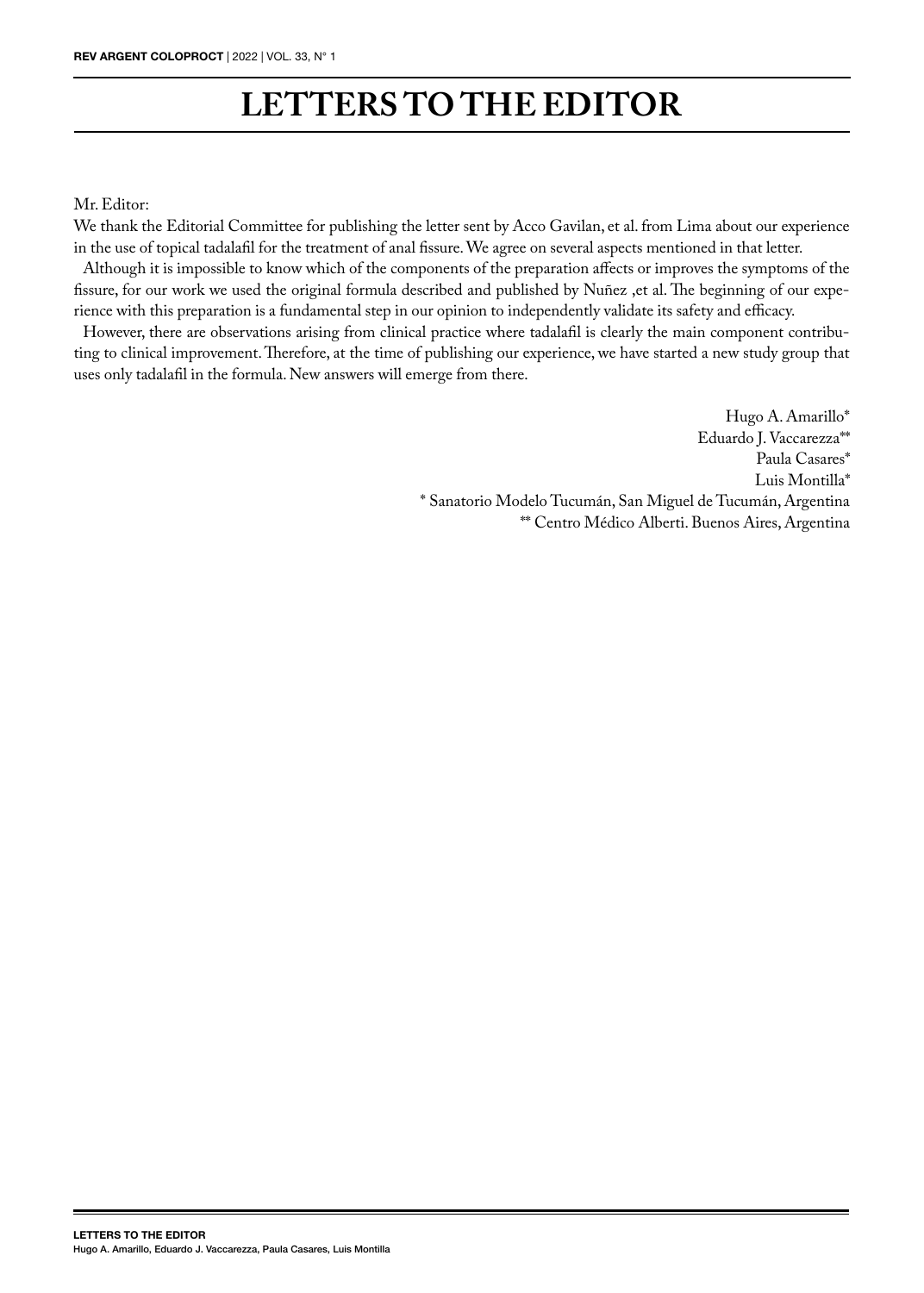# LETTERS TO THE EDITOR

Mr. Editor:

We thank the Editorial Committee for publishing the letter sent by Acco Gavilan, et al. from Lima about our experience in the use of topical tadalafil for the treatment of anal fissure. We agree on several aspects mentioned in that letter.

Although it is impossible to know which of the components of the preparation affects or improves the symptoms of the fissure, for our work we used the original formula described and published by Nuñez ,et al. The beginning of our experience with this preparation is a fundamental step in our opinion to independently validate its safety and efficacy.

However, there are observations arising from clinical practice where tadalafil is clearly the main component contributing to clinical improvement. Therefore, at the time of publishing our experience, we have started a new study group that uses only tadalafil in the formula. New answers will emerge from there.

Hugo A. Amarillo*
Eduardo J. Vaccarezza**
Paula Casares*
Luis Montilla*
* Sanatorio Modelo Tucumán, San Miguel de Tucumán, Argentina
** Centro Médico Alberti. Buenos Aires, Argentina